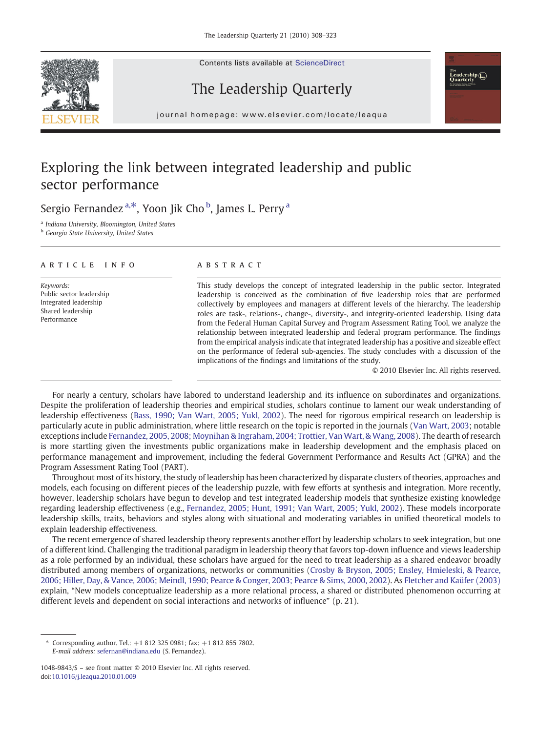Contents lists available at ScienceDirect

The Leadership Quarterly

journal homepage: www.elsevier.com/locate/leaqua

# Exploring the link between integrated leadership and public sector performance

Sergio Fernandez [a,*], Yoon Jik Cho [b], James L. Perry [a]

[a] Indiana University, Bloomington, United States
[b] Georgia State University, United States

**ARTICLE INFO**

*Keywords:*
Public sector leadership
Integrated leadership
Shared leadership
Performance

**ABSTRACT**

This study develops the concept of integrated leadership in the public sector. Integrated leadership is conceived as the combination of five leadership roles that are performed collectively by employees and managers at different levels of the hierarchy. The leadership roles are task-, relations-, change-, diversity-, and integrity-oriented leadership. Using data from the Federal Human Capital Survey and Program Assessment Rating Tool, we analyze the relationship between integrated leadership and federal program performance. The findings from the empirical analysis indicate that integrated leadership has a positive and sizeable effect on the performance of federal sub-agencies. The study concludes with a discussion of the implications of the findings and limitations of the study.

© 2010 Elsevier Inc. All rights reserved.

For nearly a century, scholars have labored to understand leadership and its influence on subordinates and organizations. Despite the proliferation of leadership theories and empirical studies, scholars continue to lament our weak understanding of leadership effectiveness (Bass, 1990; Van Wart, 2005; Yukl, 2002). The need for rigorous empirical research on leadership is particularly acute in public administration, where little research on the topic is reported in the journals (Van Wart, 2003; notable exceptions include Fernandez, 2005, 2008; Moynihan & Ingraham, 2004; Trottier, Van Wart, & Wang, 2008). The dearth of research is more startling given the investments public organizations make in leadership development and the emphasis placed on performance management and improvement, including the federal Government Performance and Results Act (GPRA) and the Program Assessment Rating Tool (PART).

Throughout most of its history, the study of leadership has been characterized by disparate clusters of theories, approaches and models, each focusing on different pieces of the leadership puzzle, with few efforts at synthesis and integration. More recently, however, leadership scholars have begun to develop and test integrated leadership models that synthesize existing knowledge regarding leadership effectiveness (e.g., Fernandez, 2005; Hunt, 1991; Van Wart, 2005; Yukl, 2002). These models incorporate leadership skills, traits, behaviors and styles along with situational and moderating variables in unified theoretical models to explain leadership effectiveness.

The recent emergence of shared leadership theory represents another effort by leadership scholars to seek integration, but one of a different kind. Challenging the traditional paradigm in leadership theory that favors top-down influence and views leadership as a role performed by an individual, these scholars have argued for the need to treat leadership as a shared endeavor broadly distributed among members of organizations, networks or communities (Crosby & Bryson, 2005; Ensley, Hmieleski, & Pearce, 2006; Hiller, Day, & Vance, 2006; Meindl, 1990; Pearce & Conger, 2003; Pearce & Sims, 2000, 2002). As Fletcher and Kaüfer (2003) explain, "New models conceptualize leadership as a more relational process, a shared or distributed phenomenon occurring at different levels and dependent on social interactions and networks of influence" (p. 21).

\* Corresponding author. Tel.: +1 812 325 0981; fax: +1 812 855 7802.
*E-mail address:* sefernan@indiana.edu (S. Fernandez).

1048-9843/$ – see front matter © 2010 Elsevier Inc. All rights reserved.
doi:10.1016/j.leaqua.2010.01.009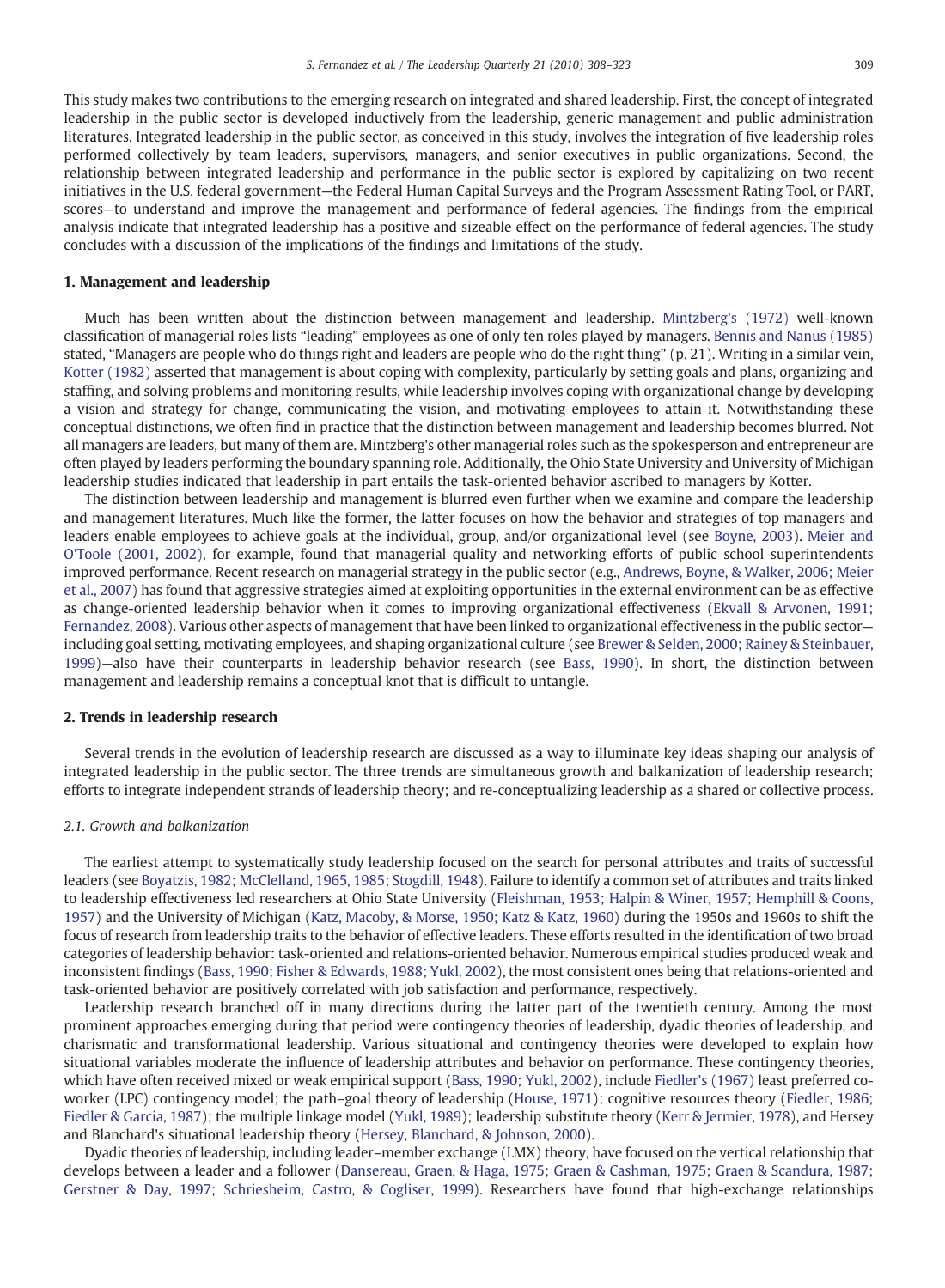This study makes two contributions to the emerging research on integrated and shared leadership. First, the concept of integrated leadership in the public sector is developed inductively from the leadership, generic management and public administration literatures. Integrated leadership in the public sector, as conceived in this study, involves the integration of five leadership roles performed collectively by team leaders, supervisors, managers, and senior executives in public organizations. Second, the relationship between integrated leadership and performance in the public sector is explored by capitalizing on two recent initiatives in the U.S. federal government—the Federal Human Capital Surveys and the Program Assessment Rating Tool, or PART, scores—to understand and improve the management and performance of federal agencies. The findings from the empirical analysis indicate that integrated leadership has a positive and sizeable effect on the performance of federal agencies. The study concludes with a discussion of the implications of the findings and limitations of the study.

## 1. Management and leadership

Much has been written about the distinction between management and leadership. Mintzberg's (1972) well-known classification of managerial roles lists "leading" employees as one of only ten roles played by managers. Bennis and Nanus (1985) stated, "Managers are people who do things right and leaders are people who do the right thing" (p. 21). Writing in a similar vein, Kotter (1982) asserted that management is about coping with complexity, particularly by setting goals and plans, organizing and staffing, and solving problems and monitoring results, while leadership involves coping with organizational change by developing a vision and strategy for change, communicating the vision, and motivating employees to attain it. Notwithstanding these conceptual distinctions, we often find in practice that the distinction between management and leadership becomes blurred. Not all managers are leaders, but many of them are. Mintzberg's other managerial roles such as the spokesperson and entrepreneur are often played by leaders performing the boundary spanning role. Additionally, the Ohio State University and University of Michigan leadership studies indicated that leadership in part entails the task-oriented behavior ascribed to managers by Kotter.

The distinction between leadership and management is blurred even further when we examine and compare the leadership and management literatures. Much like the former, the latter focuses on how the behavior and strategies of top managers and leaders enable employees to achieve goals at the individual, group, and/or organizational level (see Boyne, 2003). Meier and O'Toole (2001, 2002), for example, found that managerial quality and networking efforts of public school superintendents improved performance. Recent research on managerial strategy in the public sector (e.g., Andrews, Boyne, & Walker, 2006; Meier et al., 2007) has found that aggressive strategies aimed at exploiting opportunities in the external environment can be as effective as change-oriented leadership behavior when it comes to improving organizational effectiveness (Ekvall & Arvonen, 1991; Fernandez, 2008). Various other aspects of management that have been linked to organizational effectiveness in the public sector—including goal setting, motivating employees, and shaping organizational culture (see Brewer & Selden, 2000; Rainey & Steinbauer, 1999)—also have their counterparts in leadership behavior research (see Bass, 1990). In short, the distinction between management and leadership remains a conceptual knot that is difficult to untangle.

## 2. Trends in leadership research

Several trends in the evolution of leadership research are discussed as a way to illuminate key ideas shaping our analysis of integrated leadership in the public sector. The three trends are simultaneous growth and balkanization of leadership research; efforts to integrate independent strands of leadership theory; and re-conceptualizing leadership as a shared or collective process.

### 2.1. Growth and balkanization

The earliest attempt to systematically study leadership focused on the search for personal attributes and traits of successful leaders (see Boyatzis, 1982; McClelland, 1965, 1985; Stogdill, 1948). Failure to identify a common set of attributes and traits linked to leadership effectiveness led researchers at Ohio State University (Fleishman, 1953; Halpin & Winer, 1957; Hemphill & Coons, 1957) and the University of Michigan (Katz, Macoby, & Morse, 1950; Katz & Katz, 1960) during the 1950s and 1960s to shift the focus of research from leadership traits to the behavior of effective leaders. These efforts resulted in the identification of two broad categories of leadership behavior: task-oriented and relations-oriented behavior. Numerous empirical studies produced weak and inconsistent findings (Bass, 1990; Fisher & Edwards, 1988; Yukl, 2002), the most consistent ones being that relations-oriented and task-oriented behavior are positively correlated with job satisfaction and performance, respectively.

Leadership research branched off in many directions during the latter part of the twentieth century. Among the most prominent approaches emerging during that period were contingency theories of leadership, dyadic theories of leadership, and charismatic and transformational leadership. Various situational and contingency theories were developed to explain how situational variables moderate the influence of leadership attributes and behavior on performance. These contingency theories, which have often received mixed or weak empirical support (Bass, 1990; Yukl, 2002), include Fiedler's (1967) least preferred co-worker (LPC) contingency model; the path–goal theory of leadership (House, 1971); cognitive resources theory (Fiedler, 1986; Fiedler & Garcia, 1987); the multiple linkage model (Yukl, 1989); leadership substitute theory (Kerr & Jermier, 1978), and Hersey and Blanchard's situational leadership theory (Hersey, Blanchard, & Johnson, 2000).

Dyadic theories of leadership, including leader–member exchange (LMX) theory, have focused on the vertical relationship that develops between a leader and a follower (Dansereau, Graen, & Haga, 1975; Graen & Cashman, 1975; Graen & Scandura, 1987; Gerstner & Day, 1997; Schriesheim, Castro, & Cogliser, 1999). Researchers have found that high-exchange relationships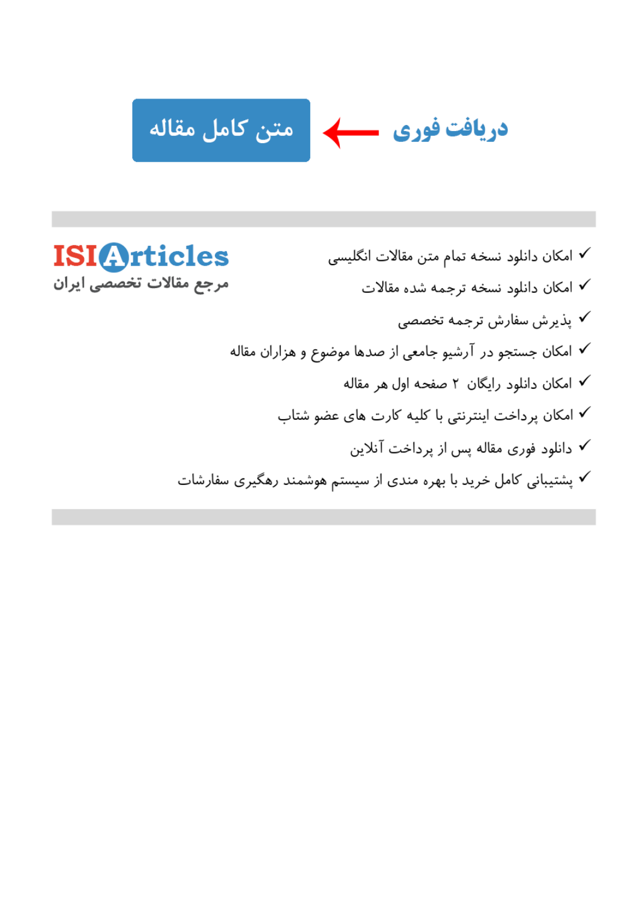دریافت فوری ← متن کامل مقاله

**ISIArticles**
مرجع مقالات تخصصی ایران

- ✓ امکان دانلود نسخه تمام متن مقالات انگلیسی
- ✓ امکان دانلود نسخه ترجمه شده مقالات
- ✓ پذیرش سفارش ترجمه تخصصی
- ✓ امکان جستجو در آرشیو جامعی از صدها موضوع و هزاران مقاله
- ✓ امکان دانلود رایگان ۲ صفحه اول هر مقاله
- ✓ امکان پرداخت اینترنتی با کلیه کارت های عضو شتاب
- ✓ دانلود فوری مقاله پس از پرداخت آنلاین
- ✓ پشتیبانی کامل خرید با بهره مندی از سیستم هوشمند رهگیری سفارشات